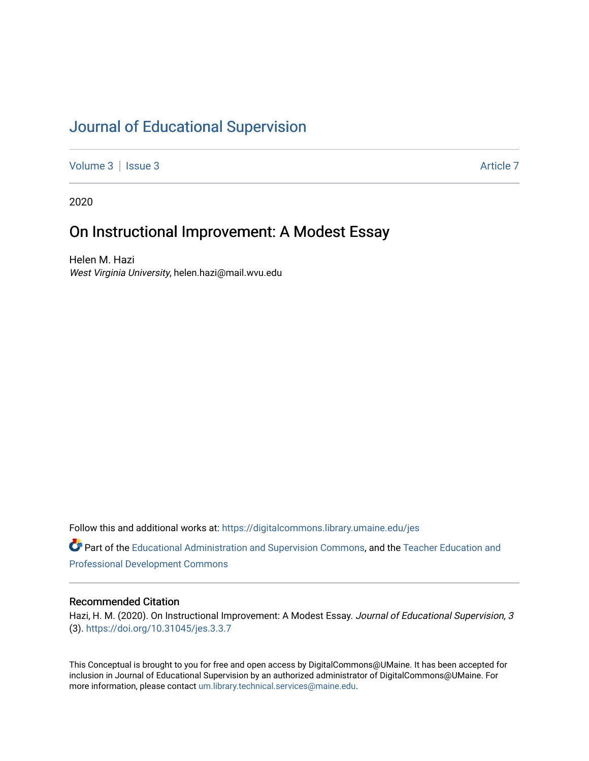# Journal of Educational Supervision

Volume 3 | Issue 3 Article 7

2020

## On Instructional Improvement: A Modest Essay

Helen M. Hazi
*West Virginia University*, helen.hazi@mail.wvu.edu

Follow this and additional works at: https://digitalcommons.library.umaine.edu/jes

Part of the Educational Administration and Supervision Commons, and the Teacher Education and Professional Development Commons

### Recommended Citation

Hazi, H. M. (2020). On Instructional Improvement: A Modest Essay. *Journal of Educational Supervision, 3* (3). https://doi.org/10.31045/jes.3.3.7

This Conceptual is brought to you for free and open access by DigitalCommons@UMaine. It has been accepted for inclusion in Journal of Educational Supervision by an authorized administrator of DigitalCommons@UMaine. For more information, please contact um.library.technical.services@maine.edu.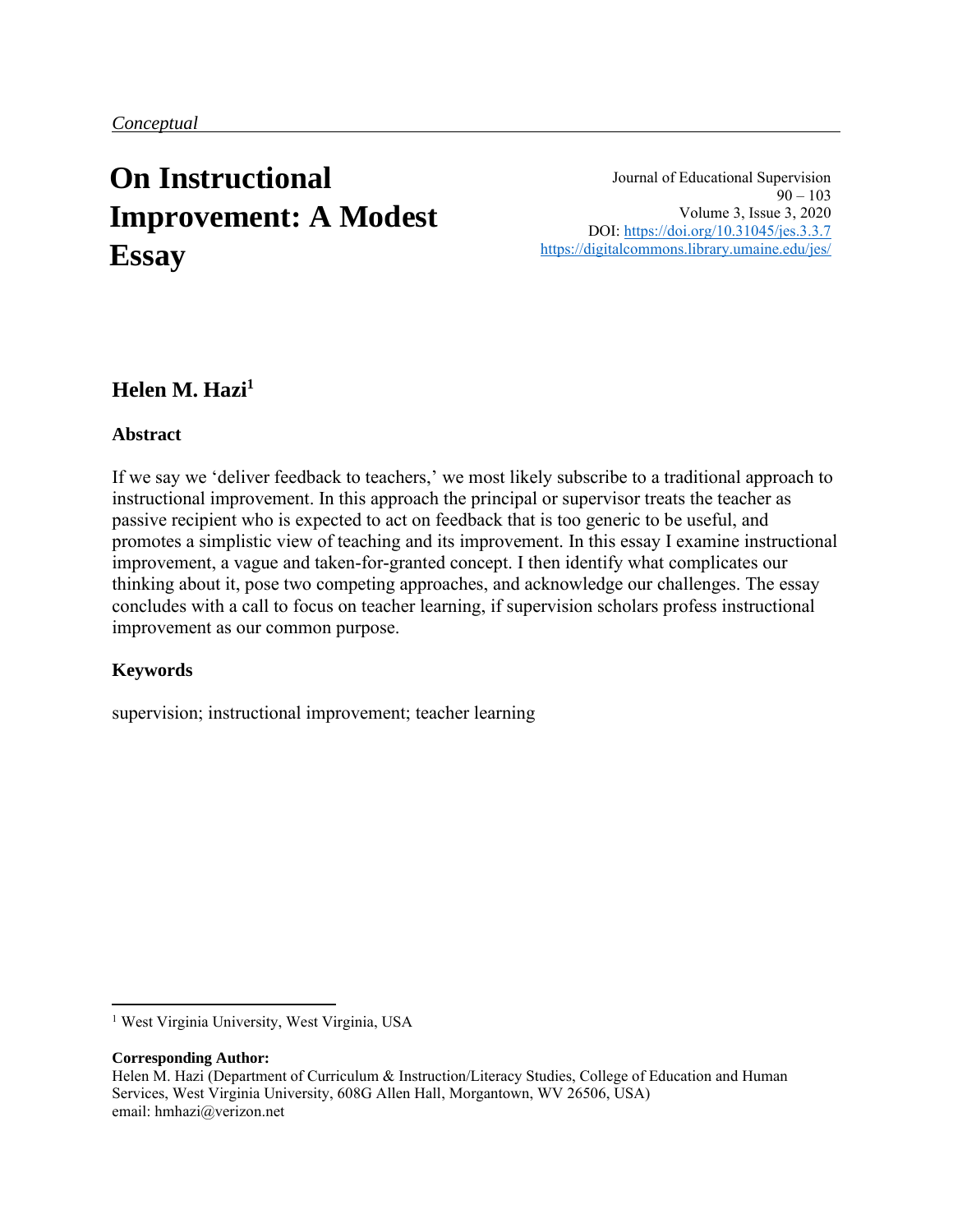*Conceptual*

# On Instructional Improvement: A Modest Essay

Journal of Educational Supervision
90 – 103
Volume 3, Issue 3, 2020
DOI: https://doi.org/10.31045/jes.3.3.7
https://digitalcommons.library.umaine.edu/jes/

## Helen M. Hazi[1]

### Abstract

If we say we 'deliver feedback to teachers,' we most likely subscribe to a traditional approach to instructional improvement. In this approach the principal or supervisor treats the teacher as passive recipient who is expected to act on feedback that is too generic to be useful, and promotes a simplistic view of teaching and its improvement. In this essay I examine instructional improvement, a vague and taken-for-granted concept. I then identify what complicates our thinking about it, pose two competing approaches, and acknowledge our challenges. The essay concludes with a call to focus on teacher learning, if supervision scholars profess instructional improvement as our common purpose.

### Keywords

supervision; instructional improvement; teacher learning

---

[1] West Virginia University, West Virginia, USA

**Corresponding Author:**
Helen M. Hazi (Department of Curriculum & Instruction/Literacy Studies, College of Education and Human Services, West Virginia University, 608G Allen Hall, Morgantown, WV 26506, USA)
email: hmhazi@verizon.net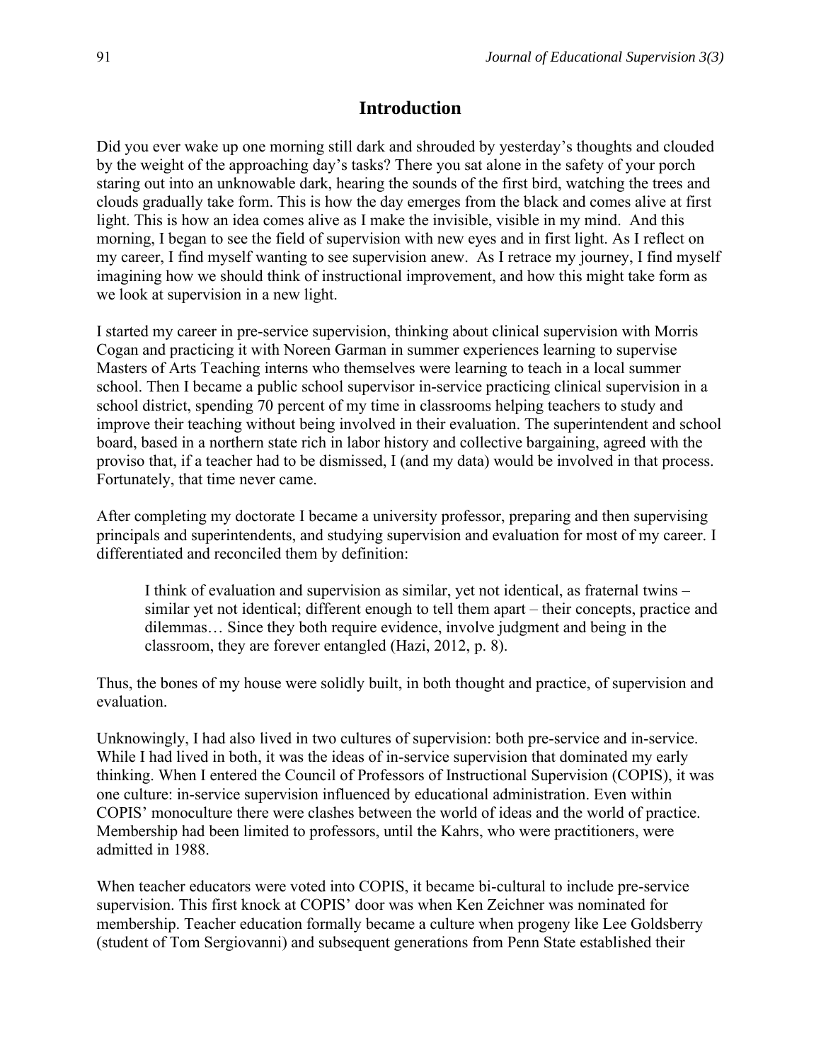## Introduction

Did you ever wake up one morning still dark and shrouded by yesterday's thoughts and clouded by the weight of the approaching day's tasks? There you sat alone in the safety of your porch staring out into an unknowable dark, hearing the sounds of the first bird, watching the trees and clouds gradually take form. This is how the day emerges from the black and comes alive at first light. This is how an idea comes alive as I make the invisible, visible in my mind. And this morning, I began to see the field of supervision with new eyes and in first light. As I reflect on my career, I find myself wanting to see supervision anew. As I retrace my journey, I find myself imagining how we should think of instructional improvement, and how this might take form as we look at supervision in a new light.

I started my career in pre-service supervision, thinking about clinical supervision with Morris Cogan and practicing it with Noreen Garman in summer experiences learning to supervise Masters of Arts Teaching interns who themselves were learning to teach in a local summer school. Then I became a public school supervisor in-service practicing clinical supervision in a school district, spending 70 percent of my time in classrooms helping teachers to study and improve their teaching without being involved in their evaluation. The superintendent and school board, based in a northern state rich in labor history and collective bargaining, agreed with the proviso that, if a teacher had to be dismissed, I (and my data) would be involved in that process. Fortunately, that time never came.

After completing my doctorate I became a university professor, preparing and then supervising principals and superintendents, and studying supervision and evaluation for most of my career. I differentiated and reconciled them by definition:

> I think of evaluation and supervision as similar, yet not identical, as fraternal twins – similar yet not identical; different enough to tell them apart – their concepts, practice and dilemmas… Since they both require evidence, involve judgment and being in the classroom, they are forever entangled (Hazi, 2012, p. 8).

Thus, the bones of my house were solidly built, in both thought and practice, of supervision and evaluation.

Unknowingly, I had also lived in two cultures of supervision: both pre-service and in-service. While I had lived in both, it was the ideas of in-service supervision that dominated my early thinking. When I entered the Council of Professors of Instructional Supervision (COPIS), it was one culture: in-service supervision influenced by educational administration. Even within COPIS' monoculture there were clashes between the world of ideas and the world of practice. Membership had been limited to professors, until the Kahrs, who were practitioners, were admitted in 1988.

When teacher educators were voted into COPIS, it became bi-cultural to include pre-service supervision. This first knock at COPIS' door was when Ken Zeichner was nominated for membership. Teacher education formally became a culture when progeny like Lee Goldsberry (student of Tom Sergiovanni) and subsequent generations from Penn State established their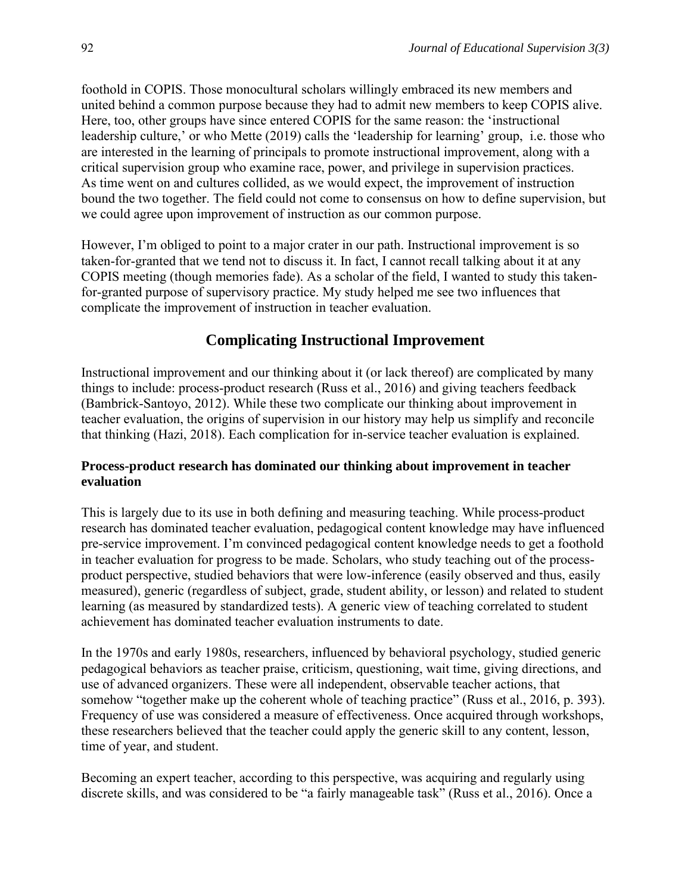foothold in COPIS. Those monocultural scholars willingly embraced its new members and united behind a common purpose because they had to admit new members to keep COPIS alive. Here, too, other groups have since entered COPIS for the same reason: the 'instructional leadership culture,' or who Mette (2019) calls the 'leadership for learning' group, i.e. those who are interested in the learning of principals to promote instructional improvement, along with a critical supervision group who examine race, power, and privilege in supervision practices. As time went on and cultures collided, as we would expect, the improvement of instruction bound the two together. The field could not come to consensus on how to define supervision, but we could agree upon improvement of instruction as our common purpose.

However, I'm obliged to point to a major crater in our path. Instructional improvement is so taken-for-granted that we tend not to discuss it. In fact, I cannot recall talking about it at any COPIS meeting (though memories fade). As a scholar of the field, I wanted to study this taken-for-granted purpose of supervisory practice. My study helped me see two influences that complicate the improvement of instruction in teacher evaluation.

## Complicating Instructional Improvement

Instructional improvement and our thinking about it (or lack thereof) are complicated by many things to include: process-product research (Russ et al., 2016) and giving teachers feedback (Bambrick-Santoyo, 2012). While these two complicate our thinking about improvement in teacher evaluation, the origins of supervision in our history may help us simplify and reconcile that thinking (Hazi, 2018). Each complication for in-service teacher evaluation is explained.

### Process-product research has dominated our thinking about improvement in teacher evaluation

This is largely due to its use in both defining and measuring teaching. While process-product research has dominated teacher evaluation, pedagogical content knowledge may have influenced pre-service improvement. I'm convinced pedagogical content knowledge needs to get a foothold in teacher evaluation for progress to be made. Scholars, who study teaching out of the process-product perspective, studied behaviors that were low-inference (easily observed and thus, easily measured), generic (regardless of subject, grade, student ability, or lesson) and related to student learning (as measured by standardized tests). A generic view of teaching correlated to student achievement has dominated teacher evaluation instruments to date.

In the 1970s and early 1980s, researchers, influenced by behavioral psychology, studied generic pedagogical behaviors as teacher praise, criticism, questioning, wait time, giving directions, and use of advanced organizers. These were all independent, observable teacher actions, that somehow "together make up the coherent whole of teaching practice" (Russ et al., 2016, p. 393). Frequency of use was considered a measure of effectiveness. Once acquired through workshops, these researchers believed that the teacher could apply the generic skill to any content, lesson, time of year, and student.

Becoming an expert teacher, according to this perspective, was acquiring and regularly using discrete skills, and was considered to be "a fairly manageable task" (Russ et al., 2016). Once a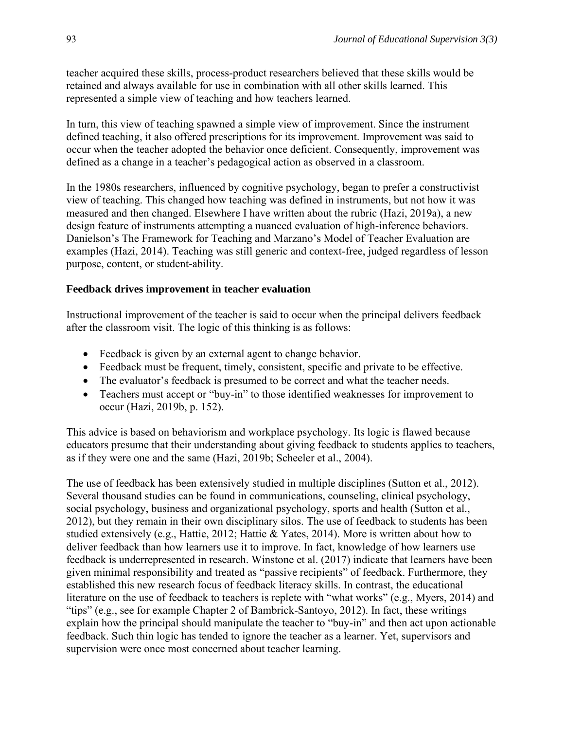teacher acquired these skills, process-product researchers believed that these skills would be retained and always available for use in combination with all other skills learned. This represented a simple view of teaching and how teachers learned.

In turn, this view of teaching spawned a simple view of improvement. Since the instrument defined teaching, it also offered prescriptions for its improvement. Improvement was said to occur when the teacher adopted the behavior once deficient. Consequently, improvement was defined as a change in a teacher's pedagogical action as observed in a classroom.

In the 1980s researchers, influenced by cognitive psychology, began to prefer a constructivist view of teaching. This changed how teaching was defined in instruments, but not how it was measured and then changed. Elsewhere I have written about the rubric (Hazi, 2019a), a new design feature of instruments attempting a nuanced evaluation of high-inference behaviors. Danielson's The Framework for Teaching and Marzano's Model of Teacher Evaluation are examples (Hazi, 2014). Teaching was still generic and context-free, judged regardless of lesson purpose, content, or student-ability.

### Feedback drives improvement in teacher evaluation

Instructional improvement of the teacher is said to occur when the principal delivers feedback after the classroom visit. The logic of this thinking is as follows:

- Feedback is given by an external agent to change behavior.
- Feedback must be frequent, timely, consistent, specific and private to be effective.
- The evaluator's feedback is presumed to be correct and what the teacher needs.
- Teachers must accept or "buy-in" to those identified weaknesses for improvement to occur (Hazi, 2019b, p. 152).

This advice is based on behaviorism and workplace psychology. Its logic is flawed because educators presume that their understanding about giving feedback to students applies to teachers, as if they were one and the same (Hazi, 2019b; Scheeler et al., 2004).

The use of feedback has been extensively studied in multiple disciplines (Sutton et al., 2012). Several thousand studies can be found in communications, counseling, clinical psychology, social psychology, business and organizational psychology, sports and health (Sutton et al., 2012), but they remain in their own disciplinary silos. The use of feedback to students has been studied extensively (e.g., Hattie, 2012; Hattie & Yates, 2014). More is written about how to deliver feedback than how learners use it to improve. In fact, knowledge of how learners use feedback is underrepresented in research. Winstone et al. (2017) indicate that learners have been given minimal responsibility and treated as "passive recipients" of feedback. Furthermore, they established this new research focus of feedback literacy skills. In contrast, the educational literature on the use of feedback to teachers is replete with "what works" (e.g., Myers, 2014) and "tips" (e.g., see for example Chapter 2 of Bambrick-Santoyo, 2012). In fact, these writings explain how the principal should manipulate the teacher to "buy-in" and then act upon actionable feedback. Such thin logic has tended to ignore the teacher as a learner. Yet, supervisors and supervision were once most concerned about teacher learning.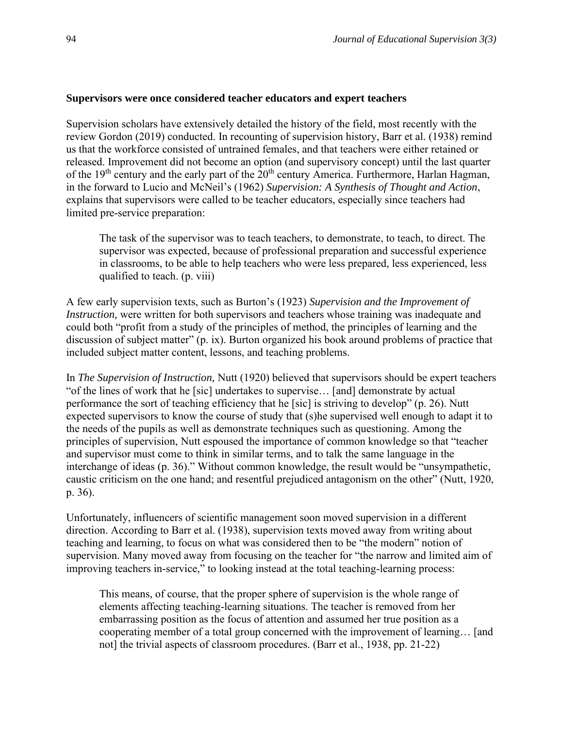### Supervisors were once considered teacher educators and expert teachers

Supervision scholars have extensively detailed the history of the field, most recently with the review Gordon (2019) conducted. In recounting of supervision history, Barr et al. (1938) remind us that the workforce consisted of untrained females, and that teachers were either retained or released. Improvement did not become an option (and supervisory concept) until the last quarter of the 19th century and the early part of the 20th century America. Furthermore, Harlan Hagman, in the forward to Lucio and McNeil's (1962) *Supervision: A Synthesis of Thought and Action*, explains that supervisors were called to be teacher educators, especially since teachers had limited pre-service preparation:

> The task of the supervisor was to teach teachers, to demonstrate, to teach, to direct. The supervisor was expected, because of professional preparation and successful experience in classrooms, to be able to help teachers who were less prepared, less experienced, less qualified to teach. (p. viii)

A few early supervision texts, such as Burton's (1923) *Supervision and the Improvement of Instruction,* were written for both supervisors and teachers whose training was inadequate and could both "profit from a study of the principles of method, the principles of learning and the discussion of subject matter" (p. ix). Burton organized his book around problems of practice that included subject matter content, lessons, and teaching problems.

In *The Supervision of Instruction,* Nutt (1920) believed that supervisors should be expert teachers "of the lines of work that he [sic] undertakes to supervise… [and] demonstrate by actual performance the sort of teaching efficiency that he [sic] is striving to develop" (p. 26). Nutt expected supervisors to know the course of study that (s)he supervised well enough to adapt it to the needs of the pupils as well as demonstrate techniques such as questioning. Among the principles of supervision, Nutt espoused the importance of common knowledge so that "teacher and supervisor must come to think in similar terms, and to talk the same language in the interchange of ideas (p. 36)." Without common knowledge, the result would be "unsympathetic, caustic criticism on the one hand; and resentful prejudiced antagonism on the other" (Nutt, 1920, p. 36).

Unfortunately, influencers of scientific management soon moved supervision in a different direction. According to Barr et al. (1938), supervision texts moved away from writing about teaching and learning, to focus on what was considered then to be "the modern" notion of supervision. Many moved away from focusing on the teacher for "the narrow and limited aim of improving teachers in-service," to looking instead at the total teaching-learning process:

> This means, of course, that the proper sphere of supervision is the whole range of elements affecting teaching-learning situations. The teacher is removed from her embarrassing position as the focus of attention and assumed her true position as a cooperating member of a total group concerned with the improvement of learning… [and not] the trivial aspects of classroom procedures. (Barr et al., 1938, pp. 21-22)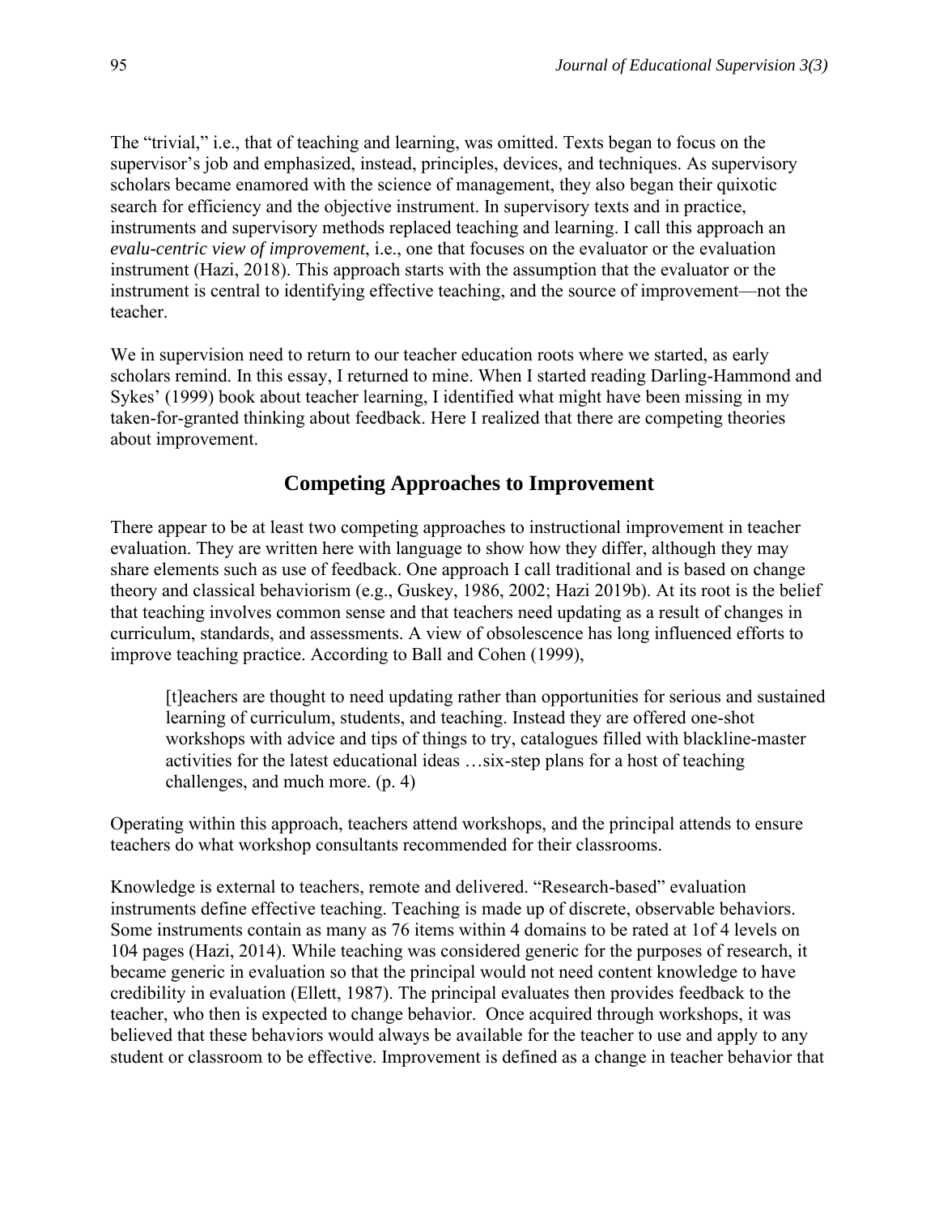The "trivial," i.e., that of teaching and learning, was omitted. Texts began to focus on the supervisor's job and emphasized, instead, principles, devices, and techniques. As supervisory scholars became enamored with the science of management, they also began their quixotic search for efficiency and the objective instrument. In supervisory texts and in practice, instruments and supervisory methods replaced teaching and learning. I call this approach an *evalu-centric view of improvement*, i.e., one that focuses on the evaluator or the evaluation instrument (Hazi, 2018). This approach starts with the assumption that the evaluator or the instrument is central to identifying effective teaching, and the source of improvement—not the teacher.

We in supervision need to return to our teacher education roots where we started, as early scholars remind. In this essay, I returned to mine. When I started reading Darling-Hammond and Sykes' (1999) book about teacher learning, I identified what might have been missing in my taken-for-granted thinking about feedback. Here I realized that there are competing theories about improvement.

## Competing Approaches to Improvement

There appear to be at least two competing approaches to instructional improvement in teacher evaluation. They are written here with language to show how they differ, although they may share elements such as use of feedback. One approach I call traditional and is based on change theory and classical behaviorism (e.g., Guskey, 1986, 2002; Hazi 2019b). At its root is the belief that teaching involves common sense and that teachers need updating as a result of changes in curriculum, standards, and assessments. A view of obsolescence has long influenced efforts to improve teaching practice. According to Ball and Cohen (1999),

> [t]eachers are thought to need updating rather than opportunities for serious and sustained learning of curriculum, students, and teaching. Instead they are offered one-shot workshops with advice and tips of things to try, catalogues filled with blackline-master activities for the latest educational ideas …six-step plans for a host of teaching challenges, and much more. (p. 4)

Operating within this approach, teachers attend workshops, and the principal attends to ensure teachers do what workshop consultants recommended for their classrooms.

Knowledge is external to teachers, remote and delivered. "Research-based" evaluation instruments define effective teaching. Teaching is made up of discrete, observable behaviors. Some instruments contain as many as 76 items within 4 domains to be rated at 1of 4 levels on 104 pages (Hazi, 2014). While teaching was considered generic for the purposes of research, it became generic in evaluation so that the principal would not need content knowledge to have credibility in evaluation (Ellett, 1987). The principal evaluates then provides feedback to the teacher, who then is expected to change behavior. Once acquired through workshops, it was believed that these behaviors would always be available for the teacher to use and apply to any student or classroom to be effective. Improvement is defined as a change in teacher behavior that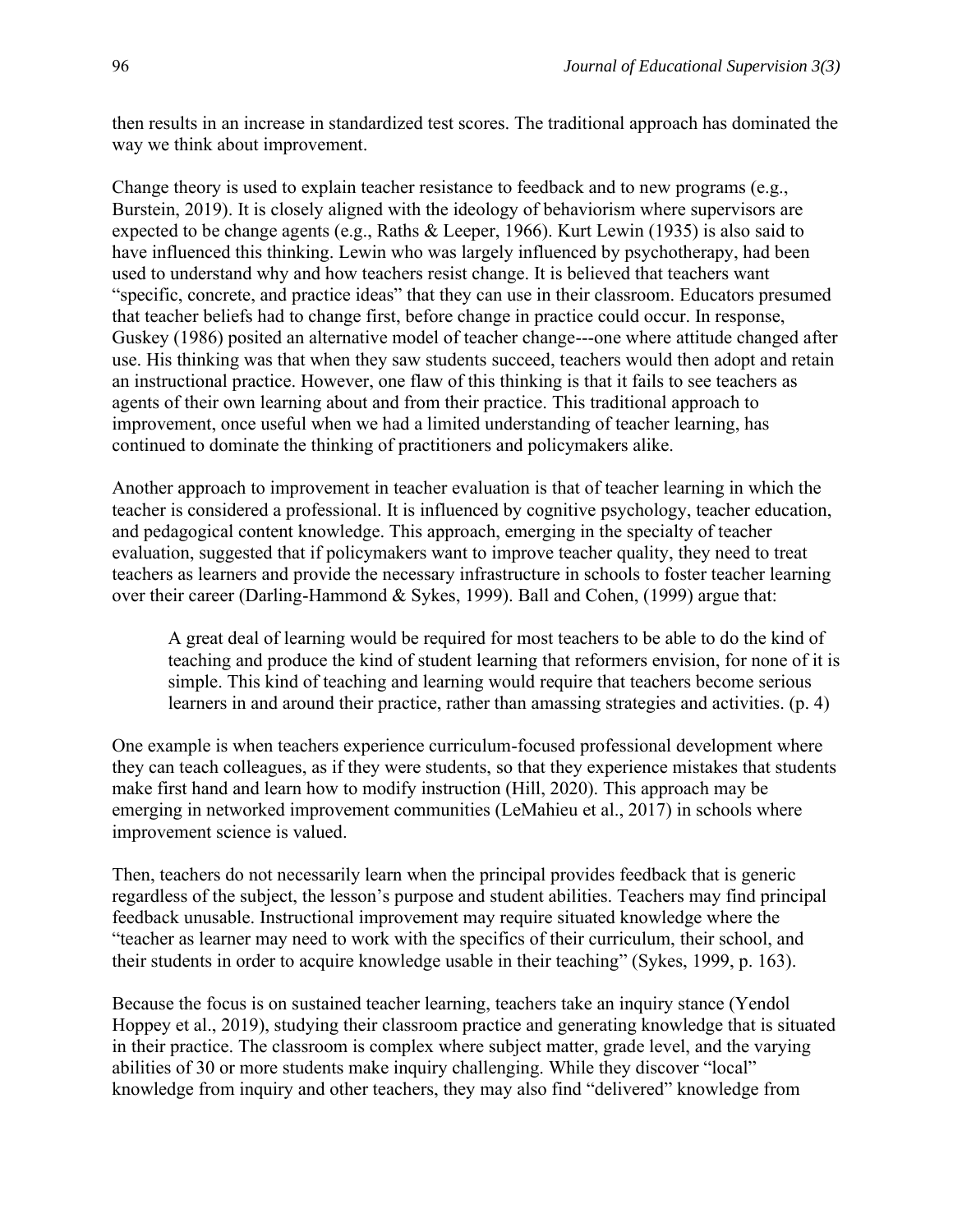then results in an increase in standardized test scores. The traditional approach has dominated the way we think about improvement.

Change theory is used to explain teacher resistance to feedback and to new programs (e.g., Burstein, 2019). It is closely aligned with the ideology of behaviorism where supervisors are expected to be change agents (e.g., Raths & Leeper, 1966). Kurt Lewin (1935) is also said to have influenced this thinking. Lewin who was largely influenced by psychotherapy, had been used to understand why and how teachers resist change. It is believed that teachers want "specific, concrete, and practice ideas" that they can use in their classroom. Educators presumed that teacher beliefs had to change first, before change in practice could occur. In response, Guskey (1986) posited an alternative model of teacher change---one where attitude changed after use. His thinking was that when they saw students succeed, teachers would then adopt and retain an instructional practice. However, one flaw of this thinking is that it fails to see teachers as agents of their own learning about and from their practice. This traditional approach to improvement, once useful when we had a limited understanding of teacher learning, has continued to dominate the thinking of practitioners and policymakers alike.

Another approach to improvement in teacher evaluation is that of teacher learning in which the teacher is considered a professional. It is influenced by cognitive psychology, teacher education, and pedagogical content knowledge. This approach, emerging in the specialty of teacher evaluation, suggested that if policymakers want to improve teacher quality, they need to treat teachers as learners and provide the necessary infrastructure in schools to foster teacher learning over their career (Darling-Hammond & Sykes, 1999). Ball and Cohen, (1999) argue that:

> A great deal of learning would be required for most teachers to be able to do the kind of teaching and produce the kind of student learning that reformers envision, for none of it is simple. This kind of teaching and learning would require that teachers become serious learners in and around their practice, rather than amassing strategies and activities. (p. 4)

One example is when teachers experience curriculum-focused professional development where they can teach colleagues, as if they were students, so that they experience mistakes that students make first hand and learn how to modify instruction (Hill, 2020). This approach may be emerging in networked improvement communities (LeMahieu et al., 2017) in schools where improvement science is valued.

Then, teachers do not necessarily learn when the principal provides feedback that is generic regardless of the subject, the lesson's purpose and student abilities. Teachers may find principal feedback unusable. Instructional improvement may require situated knowledge where the "teacher as learner may need to work with the specifics of their curriculum, their school, and their students in order to acquire knowledge usable in their teaching" (Sykes, 1999, p. 163).

Because the focus is on sustained teacher learning, teachers take an inquiry stance (Yendol Hoppey et al., 2019), studying their classroom practice and generating knowledge that is situated in their practice. The classroom is complex where subject matter, grade level, and the varying abilities of 30 or more students make inquiry challenging. While they discover "local" knowledge from inquiry and other teachers, they may also find "delivered" knowledge from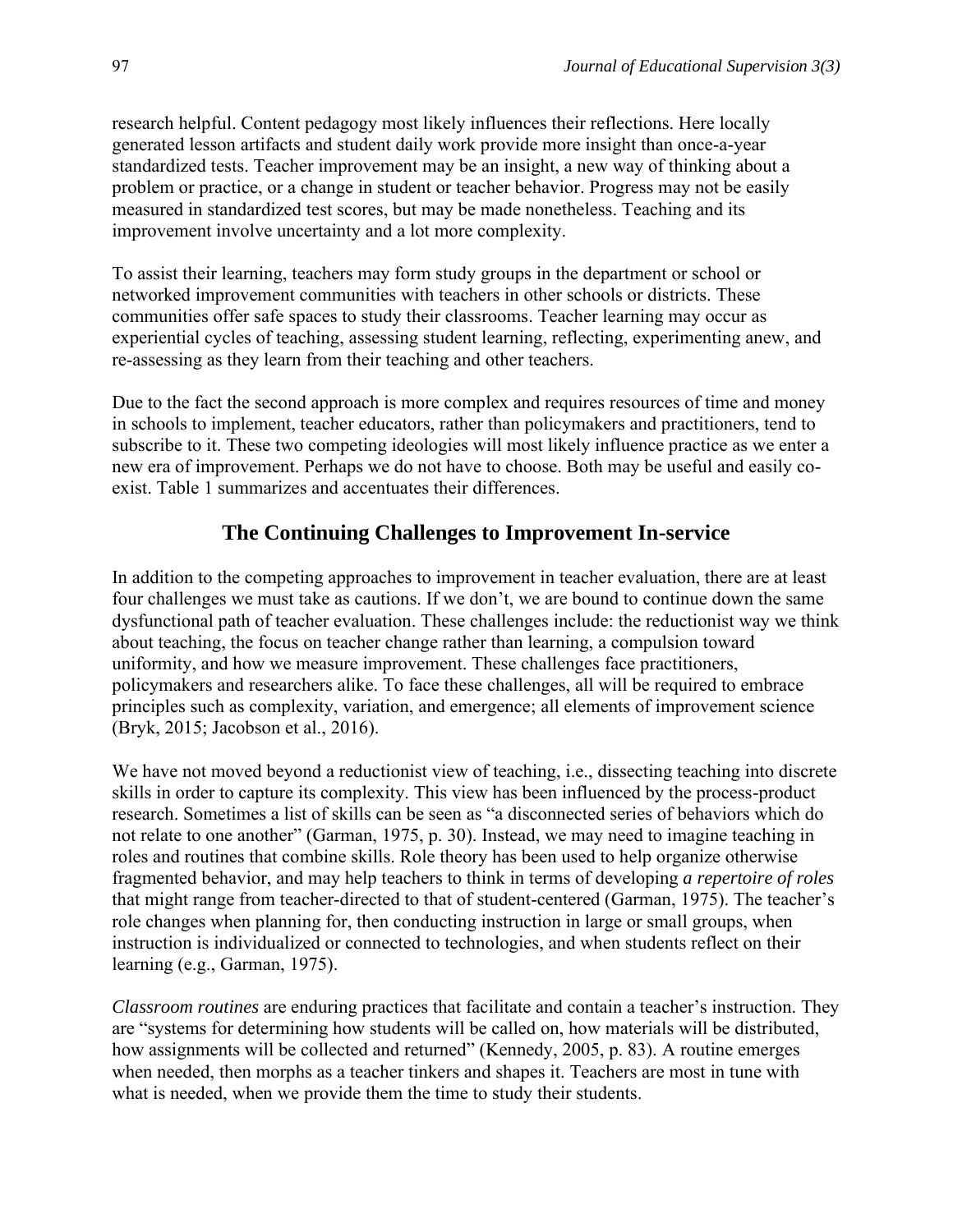research helpful. Content pedagogy most likely influences their reflections. Here locally generated lesson artifacts and student daily work provide more insight than once-a-year standardized tests. Teacher improvement may be an insight, a new way of thinking about a problem or practice, or a change in student or teacher behavior. Progress may not be easily measured in standardized test scores, but may be made nonetheless. Teaching and its improvement involve uncertainty and a lot more complexity.

To assist their learning, teachers may form study groups in the department or school or networked improvement communities with teachers in other schools or districts. These communities offer safe spaces to study their classrooms. Teacher learning may occur as experiential cycles of teaching, assessing student learning, reflecting, experimenting anew, and re-assessing as they learn from their teaching and other teachers.

Due to the fact the second approach is more complex and requires resources of time and money in schools to implement, teacher educators, rather than policymakers and practitioners, tend to subscribe to it. These two competing ideologies will most likely influence practice as we enter a new era of improvement. Perhaps we do not have to choose. Both may be useful and easily co-exist. Table 1 summarizes and accentuates their differences.

## The Continuing Challenges to Improvement In-service

In addition to the competing approaches to improvement in teacher evaluation, there are at least four challenges we must take as cautions. If we don't, we are bound to continue down the same dysfunctional path of teacher evaluation. These challenges include: the reductionist way we think about teaching, the focus on teacher change rather than learning, a compulsion toward uniformity, and how we measure improvement. These challenges face practitioners, policymakers and researchers alike. To face these challenges, all will be required to embrace principles such as complexity, variation, and emergence; all elements of improvement science (Bryk, 2015; Jacobson et al., 2016).

We have not moved beyond a reductionist view of teaching, i.e., dissecting teaching into discrete skills in order to capture its complexity. This view has been influenced by the process-product research. Sometimes a list of skills can be seen as "a disconnected series of behaviors which do not relate to one another" (Garman, 1975, p. 30). Instead, we may need to imagine teaching in roles and routines that combine skills. Role theory has been used to help organize otherwise fragmented behavior, and may help teachers to think in terms of developing *a repertoire of roles* that might range from teacher-directed to that of student-centered (Garman, 1975). The teacher's role changes when planning for, then conducting instruction in large or small groups, when instruction is individualized or connected to technologies, and when students reflect on their learning (e.g., Garman, 1975).

*Classroom routines* are enduring practices that facilitate and contain a teacher's instruction. They are "systems for determining how students will be called on, how materials will be distributed, how assignments will be collected and returned" (Kennedy, 2005, p. 83). A routine emerges when needed, then morphs as a teacher tinkers and shapes it. Teachers are most in tune with what is needed, when we provide them the time to study their students.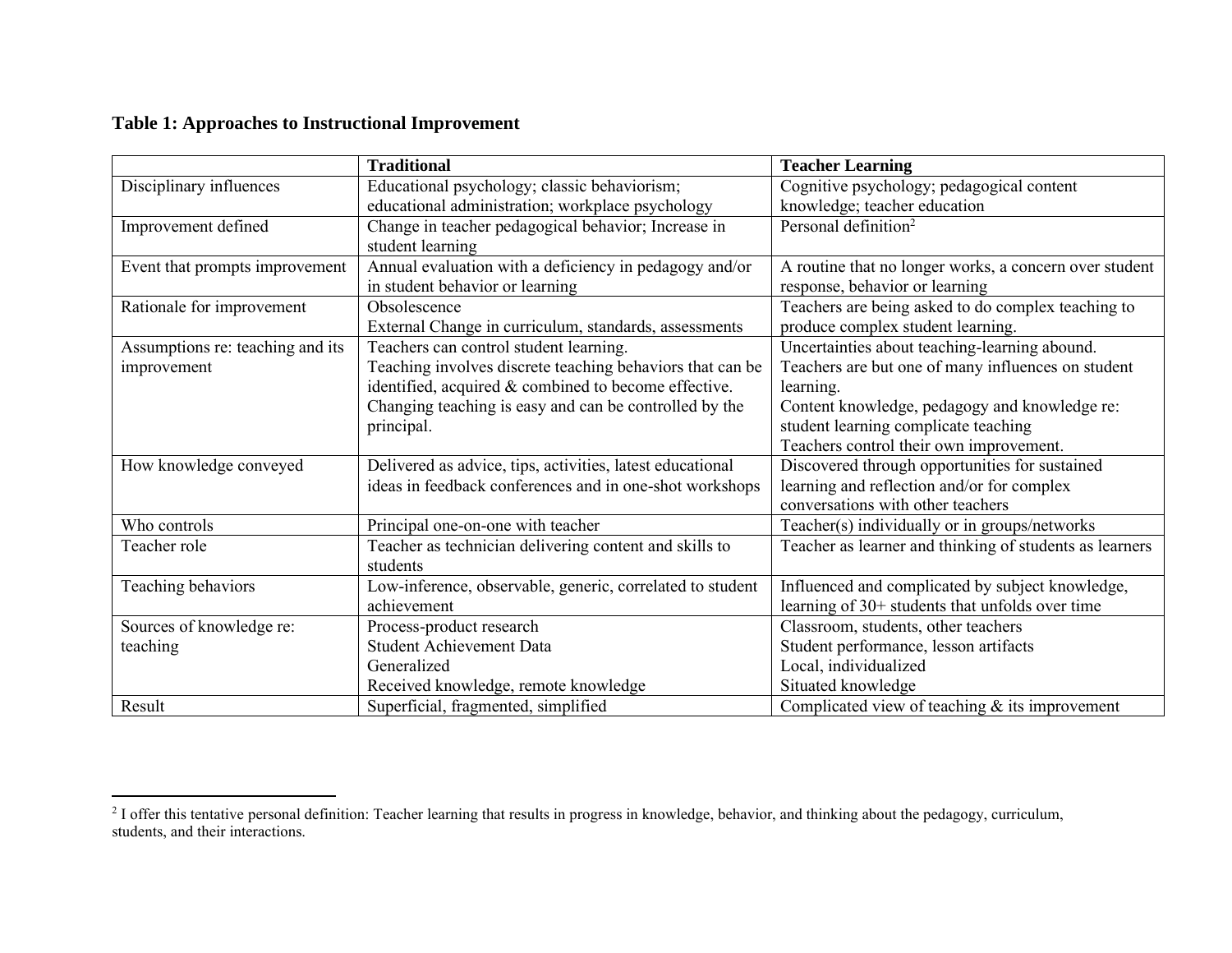**Table 1: Approaches to Instructional Improvement**

| | **Traditional** | **Teacher Learning** |
|---|---|---|
| Disciplinary influences | Educational psychology; classic behaviorism; educational administration; workplace psychology | Cognitive psychology; pedagogical content knowledge; teacher education |
| Improvement defined | Change in teacher pedagogical behavior; Increase in student learning | Personal definition[2] |
| Event that prompts improvement | Annual evaluation with a deficiency in pedagogy and/or in student behavior or learning | A routine that no longer works, a concern over student response, behavior or learning |
| Rationale for improvement | Obsolescence<br>External Change in curriculum, standards, assessments | Teachers are being asked to do complex teaching to produce complex student learning. |
| Assumptions re: teaching and its improvement | Teachers can control student learning.<br>Teaching involves discrete teaching behaviors that can be identified, acquired & combined to become effective.<br>Changing teaching is easy and can be controlled by the principal. | Uncertainties about teaching-learning abound.<br>Teachers are but one of many influences on student learning.<br>Content knowledge, pedagogy and knowledge re: student learning complicate teaching<br>Teachers control their own improvement. |
| How knowledge conveyed | Delivered as advice, tips, activities, latest educational ideas in feedback conferences and in one-shot workshops | Discovered through opportunities for sustained learning and reflection and/or for complex conversations with other teachers |
| Who controls | Principal one-on-one with teacher | Teacher(s) individually or in groups/networks |
| Teacher role | Teacher as technician delivering content and skills to students | Teacher as learner and thinking of students as learners |
| Teaching behaviors | Low-inference, observable, generic, correlated to student achievement | Influenced and complicated by subject knowledge, learning of 30+ students that unfolds over time |
| Sources of knowledge re: teaching | Process-product research<br>Student Achievement Data<br>Generalized<br>Received knowledge, remote knowledge | Classroom, students, other teachers<br>Student performance, lesson artifacts<br>Local, individualized<br>Situated knowledge |
| Result | Superficial, fragmented, simplified | Complicated view of teaching & its improvement |

[2] I offer this tentative personal definition: Teacher learning that results in progress in knowledge, behavior, and thinking about the pedagogy, curriculum, students, and their interactions.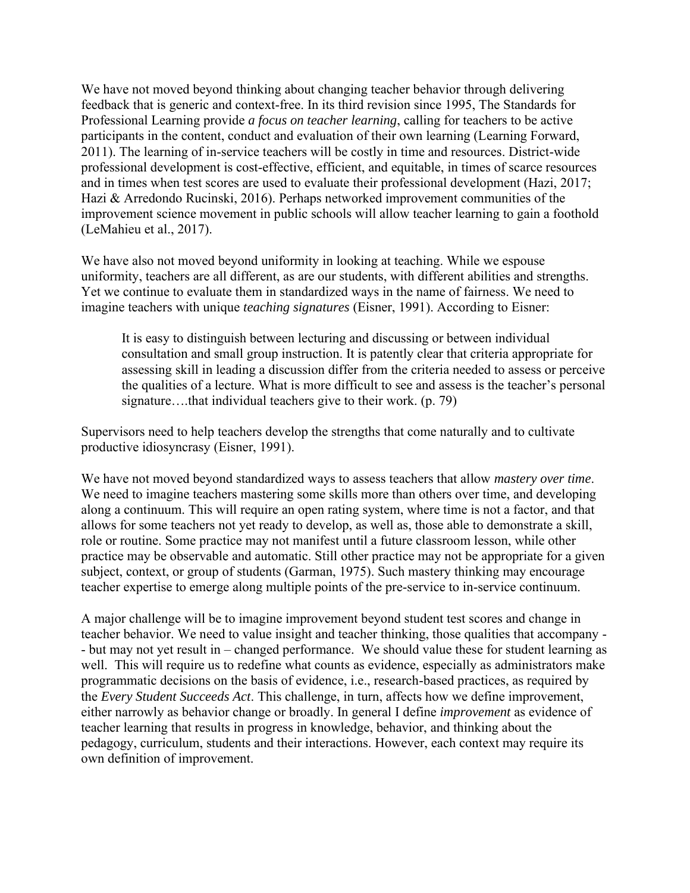We have not moved beyond thinking about changing teacher behavior through delivering feedback that is generic and context-free. In its third revision since 1995, The Standards for Professional Learning provide *a focus on teacher learning*, calling for teachers to be active participants in the content, conduct and evaluation of their own learning (Learning Forward, 2011). The learning of in-service teachers will be costly in time and resources. District-wide professional development is cost-effective, efficient, and equitable, in times of scarce resources and in times when test scores are used to evaluate their professional development (Hazi, 2017; Hazi & Arredondo Rucinski, 2016). Perhaps networked improvement communities of the improvement science movement in public schools will allow teacher learning to gain a foothold (LeMahieu et al., 2017).

We have also not moved beyond uniformity in looking at teaching. While we espouse uniformity, teachers are all different, as are our students, with different abilities and strengths. Yet we continue to evaluate them in standardized ways in the name of fairness. We need to imagine teachers with unique *teaching signatures* (Eisner, 1991). According to Eisner:

> It is easy to distinguish between lecturing and discussing or between individual consultation and small group instruction. It is patently clear that criteria appropriate for assessing skill in leading a discussion differ from the criteria needed to assess or perceive the qualities of a lecture. What is more difficult to see and assess is the teacher's personal signature….that individual teachers give to their work. (p. 79)

Supervisors need to help teachers develop the strengths that come naturally and to cultivate productive idiosyncrasy (Eisner, 1991).

We have not moved beyond standardized ways to assess teachers that allow *mastery over time*. We need to imagine teachers mastering some skills more than others over time, and developing along a continuum. This will require an open rating system, where time is not a factor, and that allows for some teachers not yet ready to develop, as well as, those able to demonstrate a skill, role or routine. Some practice may not manifest until a future classroom lesson, while other practice may be observable and automatic. Still other practice may not be appropriate for a given subject, context, or group of students (Garman, 1975). Such mastery thinking may encourage teacher expertise to emerge along multiple points of the pre-service to in-service continuum.

A major challenge will be to imagine improvement beyond student test scores and change in teacher behavior. We need to value insight and teacher thinking, those qualities that accompany -- but may not yet result in – changed performance. We should value these for student learning as well. This will require us to redefine what counts as evidence, especially as administrators make programmatic decisions on the basis of evidence, i.e., research-based practices, as required by the *Every Student Succeeds Act*. This challenge, in turn, affects how we define improvement, either narrowly as behavior change or broadly. In general I define *improvement* as evidence of teacher learning that results in progress in knowledge, behavior, and thinking about the pedagogy, curriculum, students and their interactions. However, each context may require its own definition of improvement.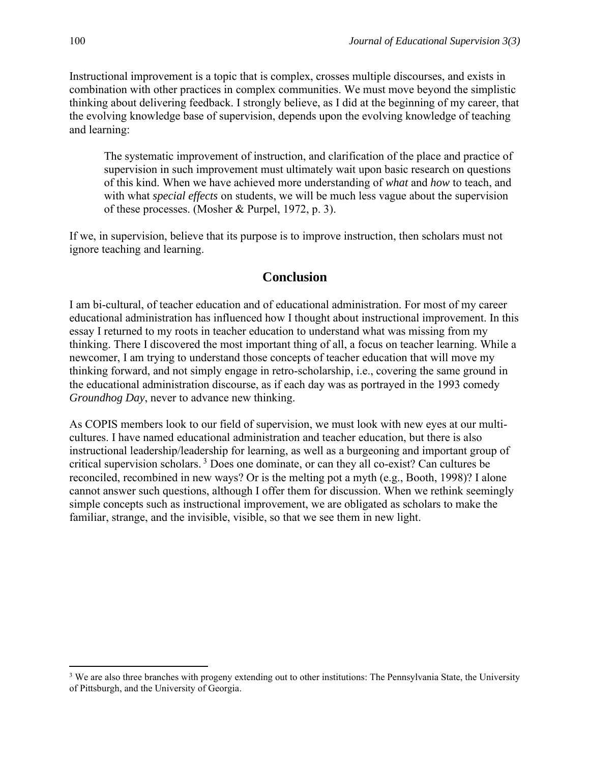Instructional improvement is a topic that is complex, crosses multiple discourses, and exists in combination with other practices in complex communities. We must move beyond the simplistic thinking about delivering feedback. I strongly believe, as I did at the beginning of my career, that the evolving knowledge base of supervision, depends upon the evolving knowledge of teaching and learning:

> The systematic improvement of instruction, and clarification of the place and practice of supervision in such improvement must ultimately wait upon basic research on questions of this kind. When we have achieved more understanding of *what* and *how* to teach, and with what *special effects* on students, we will be much less vague about the supervision of these processes. (Mosher & Purpel, 1972, p. 3).

If we, in supervision, believe that its purpose is to improve instruction, then scholars must not ignore teaching and learning.

## Conclusion

I am bi-cultural, of teacher education and of educational administration. For most of my career educational administration has influenced how I thought about instructional improvement. In this essay I returned to my roots in teacher education to understand what was missing from my thinking. There I discovered the most important thing of all, a focus on teacher learning. While a newcomer, I am trying to understand those concepts of teacher education that will move my thinking forward, and not simply engage in retro-scholarship, i.e., covering the same ground in the educational administration discourse, as if each day was as portrayed in the 1993 comedy *Groundhog Day*, never to advance new thinking.

As COPIS members look to our field of supervision, we must look with new eyes at our multi-cultures. I have named educational administration and teacher education, but there is also instructional leadership/leadership for learning, as well as a burgeoning and important group of critical supervision scholars. [3] Does one dominate, or can they all co-exist? Can cultures be reconciled, recombined in new ways? Or is the melting pot a myth (e.g., Booth, 1998)? I alone cannot answer such questions, although I offer them for discussion. When we rethink seemingly simple concepts such as instructional improvement, we are obligated as scholars to make the familiar, strange, and the invisible, visible, so that we see them in new light.

[3] We are also three branches with progeny extending out to other institutions: The Pennsylvania State, the University of Pittsburgh, and the University of Georgia.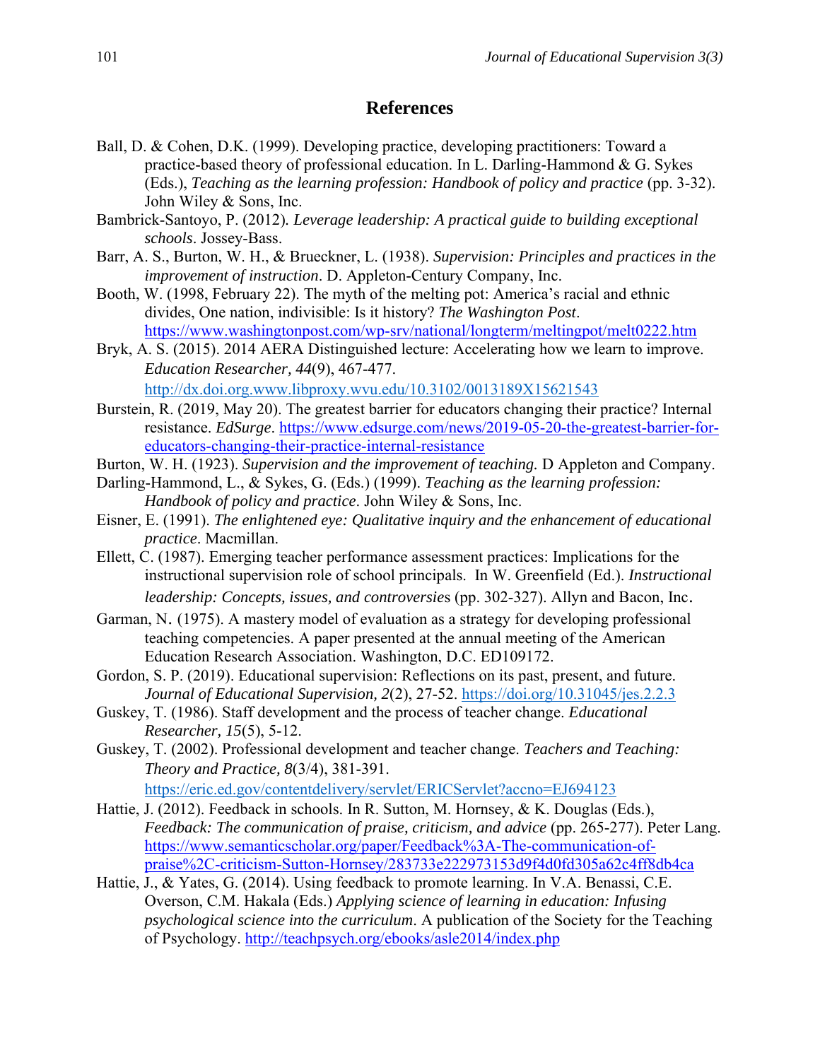## References

Ball, D. & Cohen, D.K. (1999). Developing practice, developing practitioners: Toward a practice-based theory of professional education. In L. Darling-Hammond & G. Sykes (Eds.), *Teaching as the learning profession: Handbook of policy and practice* (pp. 3-32). John Wiley & Sons, Inc.

Bambrick-Santoyo, P. (2012). *Leverage leadership: A practical guide to building exceptional schools*. Jossey-Bass.

Barr, A. S., Burton, W. H., & Brueckner, L. (1938). *Supervision: Principles and practices in the improvement of instruction*. D. Appleton-Century Company, Inc.

Booth, W. (1998, February 22). The myth of the melting pot: America's racial and ethnic divides, One nation, indivisible: Is it history? *The Washington Post*. https://www.washingtonpost.com/wp-srv/national/longterm/meltingpot/melt0222.htm

Bryk, A. S. (2015). 2014 AERA Distinguished lecture: Accelerating how we learn to improve. *Education Researcher, 44*(9), 467-477. http://dx.doi.org.www.libproxy.wvu.edu/10.3102/0013189X15621543

Burstein, R. (2019, May 20). The greatest barrier for educators changing their practice? Internal resistance. *EdSurge*. https://www.edsurge.com/news/2019-05-20-the-greatest-barrier-for-educators-changing-their-practice-internal-resistance

Burton, W. H. (1923). *Supervision and the improvement of teaching.* D Appleton and Company.

Darling-Hammond, L., & Sykes, G. (Eds.) (1999). *Teaching as the learning profession: Handbook of policy and practice*. John Wiley & Sons, Inc.

Eisner, E. (1991). *The enlightened eye: Qualitative inquiry and the enhancement of educational practice*. Macmillan.

Ellett, C. (1987). Emerging teacher performance assessment practices: Implications for the instructional supervision role of school principals. In W. Greenfield (Ed.). *Instructional leadership: Concepts, issues, and controversies* (pp. 302-327). Allyn and Bacon, Inc.

Garman, N. (1975). A mastery model of evaluation as a strategy for developing professional teaching competencies. A paper presented at the annual meeting of the American Education Research Association. Washington, D.C. ED109172.

Gordon, S. P. (2019). Educational supervision: Reflections on its past, present, and future. *Journal of Educational Supervision, 2*(2), 27-52. https://doi.org/10.31045/jes.2.2.3

Guskey, T. (1986). Staff development and the process of teacher change. *Educational Researcher, 15*(5), 5-12.

Guskey, T. (2002). Professional development and teacher change. *Teachers and Teaching: Theory and Practice, 8*(3/4), 381-391. https://eric.ed.gov/contentdelivery/servlet/ERICServlet?accno=EJ694123

Hattie, J. (2012). Feedback in schools. In R. Sutton, M. Hornsey, & K. Douglas (Eds.), *Feedback: The communication of praise, criticism, and advice* (pp. 265-277). Peter Lang. https://www.semanticscholar.org/paper/Feedback%3A-The-communication-of-praise%2C-criticism-Sutton-Hornsey/283733e222973153d9f4d0fd305a62c4ff8db4ca

Hattie, J., & Yates, G. (2014). Using feedback to promote learning. In V.A. Benassi, C.E. Overson, C.M. Hakala (Eds.) *Applying science of learning in education: Infusing psychological science into the curriculum*. A publication of the Society for the Teaching of Psychology. http://teachpsych.org/ebooks/asle2014/index.php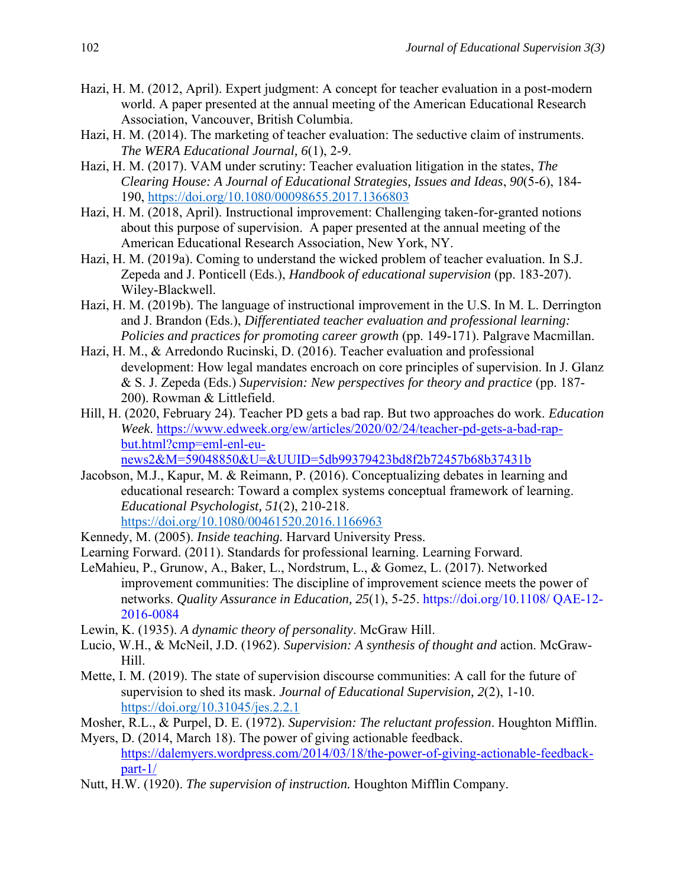Hazi, H. M. (2012, April). Expert judgment: A concept for teacher evaluation in a post-modern world. A paper presented at the annual meeting of the American Educational Research Association, Vancouver, British Columbia.

Hazi, H. M. (2014). The marketing of teacher evaluation: The seductive claim of instruments. *The WERA Educational Journal, 6*(1), 2-9.

Hazi, H. M. (2017). VAM under scrutiny: Teacher evaluation litigation in the states, *The Clearing House: A Journal of Educational Strategies, Issues and Ideas*, *90*(5-6), 184-190, https://doi.org/10.1080/00098655.2017.1366803

Hazi, H. M. (2018, April). Instructional improvement: Challenging taken-for-granted notions about this purpose of supervision. A paper presented at the annual meeting of the American Educational Research Association, New York, NY.

Hazi, H. M. (2019a). Coming to understand the wicked problem of teacher evaluation. In S.J. Zepeda and J. Ponticell (Eds.), *Handbook of educational supervision* (pp. 183-207). Wiley-Blackwell.

Hazi, H. M. (2019b). The language of instructional improvement in the U.S. In M. L. Derrington and J. Brandon (Eds.), *Differentiated teacher evaluation and professional learning: Policies and practices for promoting career growth* (pp. 149-171). Palgrave Macmillan.

Hazi, H. M., & Arredondo Rucinski, D. (2016). Teacher evaluation and professional development: How legal mandates encroach on core principles of supervision. In J. Glanz & S. J. Zepeda (Eds.) *Supervision: New perspectives for theory and practice* (pp. 187-200). Rowman & Littlefield.

Hill, H. (2020, February 24). Teacher PD gets a bad rap. But two approaches do work. *Education Week*. https://www.edweek.org/ew/articles/2020/02/24/teacher-pd-gets-a-bad-rap-but.html?cmp=eml-enl-eu-news2&M=59048850&U=&UUID=5db99379423bd8f2b72457b68b37431b

Jacobson, M.J., Kapur, M. & Reimann, P. (2016). Conceptualizing debates in learning and educational research: Toward a complex systems conceptual framework of learning. *Educational Psychologist, 51*(2), 210-218. https://doi.org/10.1080/00461520.2016.1166963

Kennedy, M. (2005). *Inside teaching.* Harvard University Press.

Learning Forward. (2011). Standards for professional learning. Learning Forward.

LeMahieu, P., Grunow, A., Baker, L., Nordstrum, L., & Gomez, L. (2017). Networked improvement communities: The discipline of improvement science meets the power of networks. *Quality Assurance in Education, 25*(1), 5-25. https://doi.org/10.1108/ QAE-12-2016-0084

Lewin, K. (1935). *A dynamic theory of personality*. McGraw Hill.

Lucio, W.H., & McNeil, J.D. (1962). *Supervision: A synthesis of thought and* action. McGraw-Hill.

Mette, I. M. (2019). The state of supervision discourse communities: A call for the future of supervision to shed its mask. *Journal of Educational Supervision, 2*(2), 1-10. https://doi.org/10.31045/jes.2.2.1

Mosher, R.L., & Purpel, D. E. (1972). *Supervision: The reluctant profession*. Houghton Mifflin.

Myers, D. (2014, March 18). The power of giving actionable feedback. https://dalemyers.wordpress.com/2014/03/18/the-power-of-giving-actionable-feedback-part-1/

Nutt, H.W. (1920). *The supervision of instruction.* Houghton Mifflin Company.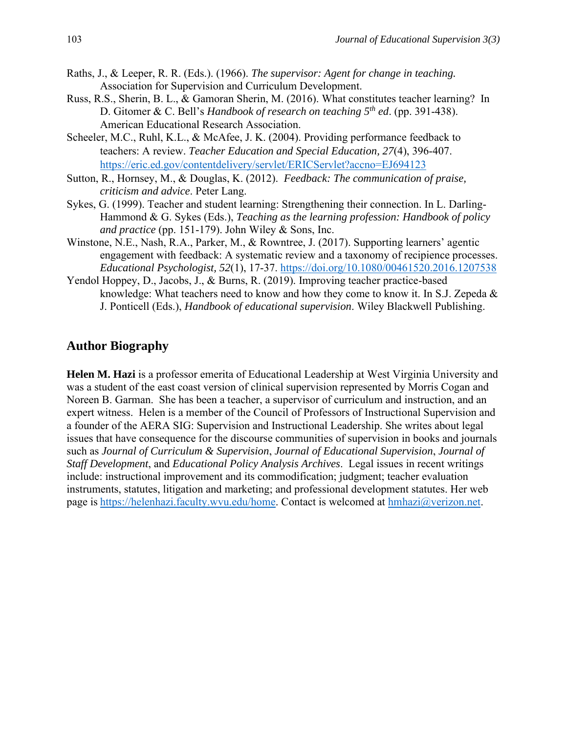Raths, J., & Leeper, R. R. (Eds.). (1966). *The supervisor: Agent for change in teaching.* Association for Supervision and Curriculum Development.

Russ, R.S., Sherin, B. L., & Gamoran Sherin, M. (2016). What constitutes teacher learning? In D. Gitomer & C. Bell's *Handbook of research on teaching 5th ed*. (pp. 391-438). American Educational Research Association.

Scheeler, M.C., Ruhl, K.L., & McAfee, J. K. (2004). Providing performance feedback to teachers: A review. *Teacher Education and Special Education, 27*(4), 396-407. https://eric.ed.gov/contentdelivery/servlet/ERICServlet?accno=EJ694123

Sutton, R., Hornsey, M., & Douglas, K. (2012). *Feedback: The communication of praise, criticism and advice*. Peter Lang.

Sykes, G. (1999). Teacher and student learning: Strengthening their connection. In L. Darling-Hammond & G. Sykes (Eds.), *Teaching as the learning profession: Handbook of policy and practice* (pp. 151-179). John Wiley & Sons, Inc.

Winstone, N.E., Nash, R.A., Parker, M., & Rowntree, J. (2017). Supporting learners' agentic engagement with feedback: A systematic review and a taxonomy of recipience processes. *Educational Psychologist, 52*(1), 17-37. https://doi.org/10.1080/00461520.2016.1207538

Yendol Hoppey, D., Jacobs, J., & Burns, R. (2019). Improving teacher practice-based knowledge: What teachers need to know and how they come to know it. In S.J. Zepeda & J. Ponticell (Eds.), *Handbook of educational supervision*. Wiley Blackwell Publishing.

## Author Biography

**Helen M. Hazi** is a professor emerita of Educational Leadership at West Virginia University and was a student of the east coast version of clinical supervision represented by Morris Cogan and Noreen B. Garman. She has been a teacher, a supervisor of curriculum and instruction, and an expert witness. Helen is a member of the Council of Professors of Instructional Supervision and a founder of the AERA SIG: Supervision and Instructional Leadership. She writes about legal issues that have consequence for the discourse communities of supervision in books and journals such as *Journal of Curriculum & Supervision*, *Journal of Educational Supervision*, *Journal of Staff Development*, and *Educational Policy Analysis Archives*. Legal issues in recent writings include: instructional improvement and its commodification; judgment; teacher evaluation instruments, statutes, litigation and marketing; and professional development statutes. Her web page is https://helenhazi.faculty.wvu.edu/home. Contact is welcomed at hmhazi@verizon.net.